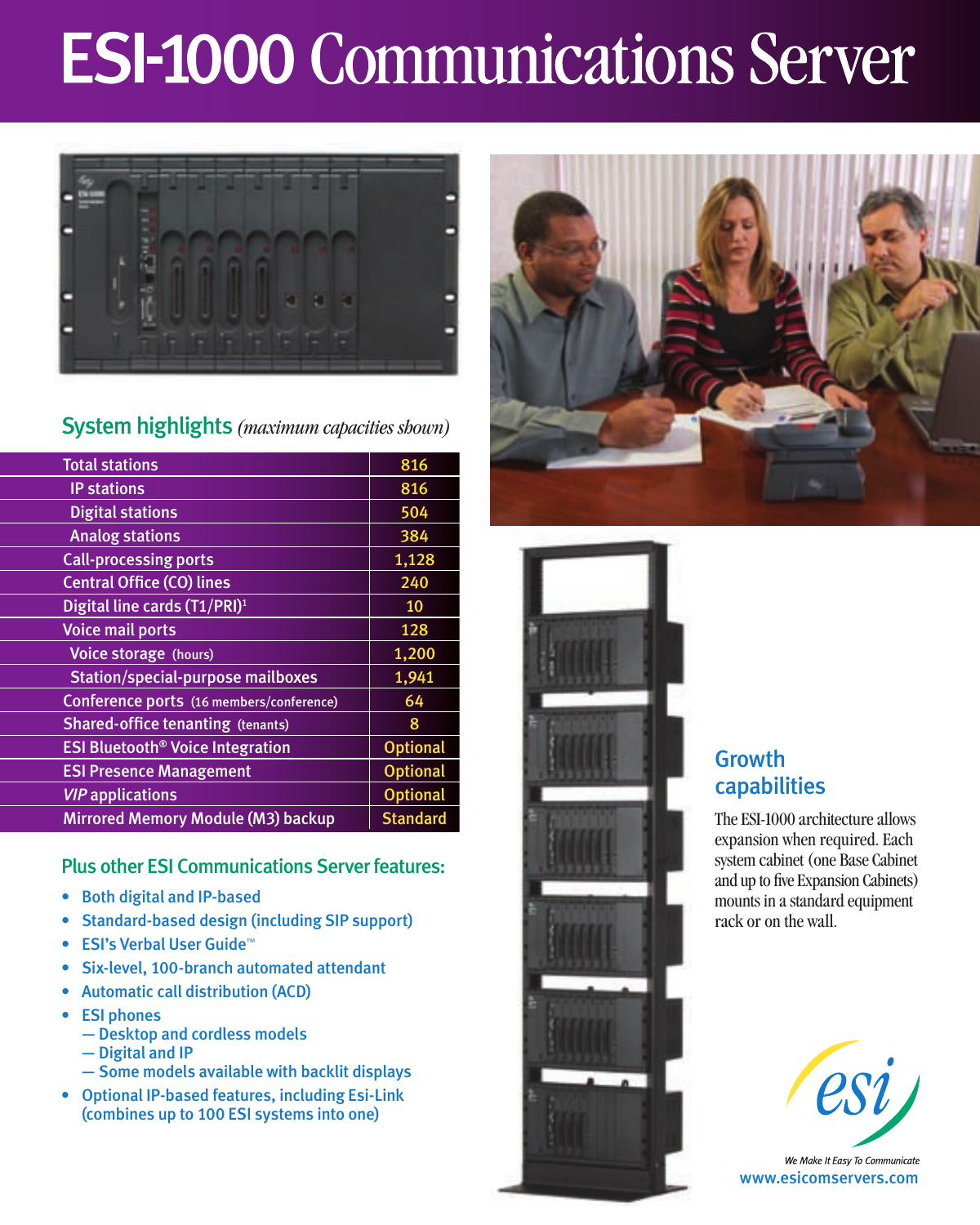# ESI-1000 Communications Server

## System highlights *(maximum capacities shown)*

| | |
|---|---|
| Total stations | 816 |
| IP stations | 816 |
| Digital stations | 504 |
| Analog stations | 384 |
| Call-processing ports | 1,128 |
| Central Office (CO) lines | 240 |
| Digital line cards (T1/PRI)[1] | 10 |
| Voice mail ports | 128 |
| Voice storage (hours) | 1,200 |
| Station/special-purpose mailboxes | 1,941 |
| Conference ports (16 members/conference) | 64 |
| Shared-office tenanting (tenants) | 8 |
| ESI Bluetooth® Voice Integration | Optional |
| ESI Presence Management | Optional |
| *VIP* applications | Optional |
| Mirrored Memory Module (M3) backup | Standard |

## Plus other ESI Communications Server features:

- Both digital and IP-based
- Standard-based design (including SIP support)
- ESI's Verbal User Guide™
- Six-level, 100-branch automated attendant
- Automatic call distribution (ACD)
- ESI phones
  - — Desktop and cordless models
  - — Digital and IP
  - — Some models available with backlit displays
- Optional IP-based features, including Esi-Link (combines up to 100 ESI systems into one)

## Growth capabilities

The ESI-1000 architecture allows expansion when required. Each system cabinet (one Base Cabinet and up to five Expansion Cabinets) mounts in a standard equipment rack or on the wall.

esi

*We Make It Easy To Communicate*

www.esicomservers.com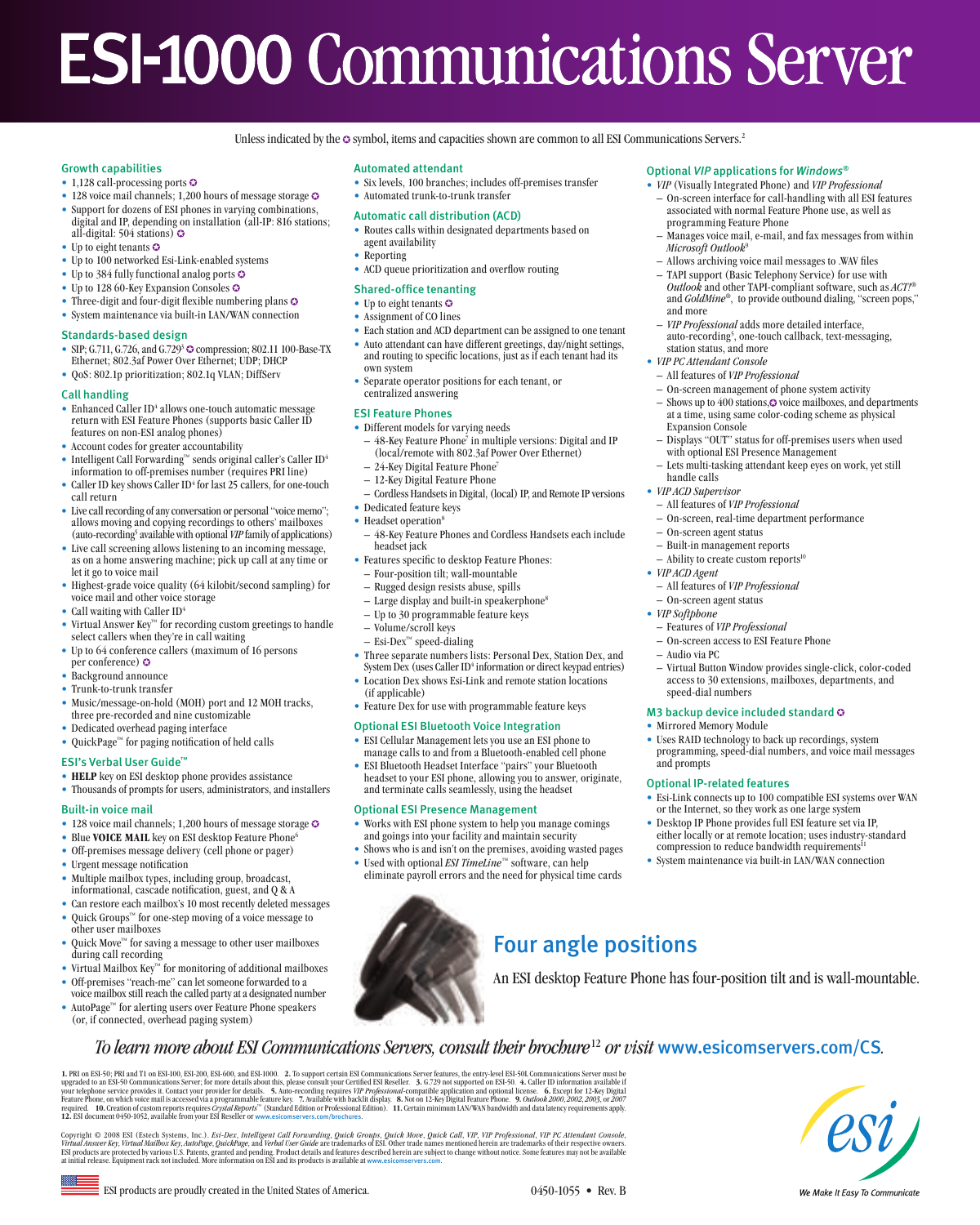# ESI-1000 Communications Server

Unless indicated by the ✪ symbol, items and capacities shown are common to all ESI Communications Servers.[2]

## Growth capabilities

- 1,128 call-processing ports ✪
- 128 voice mail channels; 1,200 hours of message storage ✪
- Support for dozens of ESI phones in varying combinations, digital and IP, depending on installation (all-IP: 816 stations; all-digital: 504 stations) ✪
- Up to eight tenants ✪
- Up to 100 networked Esi-Link-enabled systems
- Up to 384 fully functional analog ports ✪
- Up to 128 60-Key Expansion Consoles ✪
- Three-digit and four-digit flexible numbering plans ✪
- System maintenance via built-in LAN/WAN connection

## Standards-based design

- SIP; G.711, G.726, and G.729[3] ✪ compression; 802.11 100-Base-TX Ethernet; 802.3af Power Over Ethernet; UDP; DHCP
- QoS: 802.1p prioritization; 802.1q VLAN; DiffServ

## Call handling

- Enhanced Caller ID[4] allows one-touch automatic message return with ESI Feature Phones (supports basic Caller ID features on non-ESI analog phones)
- Account codes for greater accountability
- Intelligent Call Forwarding™ sends original caller's Caller ID[4] information to off-premises number (requires PRI line)
- Caller ID key shows Caller ID[4] for last 25 callers, for one-touch call return
- Live call recording of any conversation or personal "voice memo"; allows moving and copying recordings to others' mailboxes (auto-recording[5] available with optional *VIP* family of applications)
- Live call screening allows listening to an incoming message, as on a home answering machine; pick up call at any time or let it go to voice mail
- Highest-grade voice quality (64 kilobit/second sampling) for voice mail and other voice storage
- Call waiting with Caller ID[4]
- Virtual Answer Key™ for recording custom greetings to handle select callers when they're in call waiting
- Up to 64 conference callers (maximum of 16 persons per conference) ✪
- Background announce
- Trunk-to-trunk transfer
- Music/message-on-hold (MOH) port and 12 MOH tracks, three pre-recorded and nine customizable
- Dedicated overhead paging interface
- QuickPage™ for paging notification of held calls

## ESI's Verbal User Guide™

- **HELP** key on ESI desktop phone provides assistance
- Thousands of prompts for users, administrators, and installers

## Built-in voice mail

- 128 voice mail channels; 1,200 hours of message storage ✪
- Blue **VOICE MAIL** key on ESI desktop Feature Phone[6]
- Off-premises message delivery (cell phone or pager)
- Urgent message notification
- Multiple mailbox types, including group, broadcast, informational, cascade notification, guest, and Q & A
- Can restore each mailbox's 10 most recently deleted messages
- Quick Groups™ for one-step moving of a voice message to other user mailboxes
- Quick Move™ for saving a message to other user mailboxes during call recording
- Virtual Mailbox Key™ for monitoring of additional mailboxes
- Off-premises "reach-me" can let someone forwarded to a voice mailbox still reach the called party at a designated number
- AutoPage™ for alerting users over Feature Phone speakers (or, if connected, overhead paging system)

## Automated attendant

- Six levels, 100 branches; includes off-premises transfer
- Automated trunk-to-trunk transfer

## Automatic call distribution (ACD)

- Routes calls within designated departments based on agent availability
- Reporting
- ACD queue prioritization and overflow routing

## Shared-office tenanting

- Up to eight tenants ✪
- Assignment of CO lines
- Each station and ACD department can be assigned to one tenant
- Auto attendant can have different greetings, day/night settings, and routing to specific locations, just as if each tenant had its own system
- Separate operator positions for each tenant, or centralized answering

## ESI Feature Phones

- Different models for varying needs
  - 48-Key Feature Phone[7] in multiple versions: Digital and IP (local/remote with 802.3af Power Over Ethernet)
  - 24-Key Digital Feature Phone[7]
  - 12-Key Digital Feature Phone
  - Cordless Handsets in Digital, (local) IP, and Remote IP versions
- Dedicated feature keys
- Headset operation[8]
  - 48-Key Feature Phones and Cordless Handsets each include headset jack
- Features specific to desktop Feature Phones:
  - Four-position tilt; wall-mountable
  - Rugged design resists abuse, spills
  - Large display and built-in speakerphone[8]
  - Up to 30 programmable feature keys
  - Volume/scroll keys
  - Esi-Dex™ speed-dialing
- Three separate numbers lists: Personal Dex, Station Dex, and System Dex (uses Caller ID[4] information or direct keypad entries)
- Location Dex shows Esi-Link and remote station locations (if applicable)
- Feature Dex for use with programmable feature keys

## Optional ESI Bluetooth Voice Integration

- ESI Cellular Management lets you use an ESI phone to manage calls to and from a Bluetooth-enabled cell phone
- ESI Bluetooth Headset Interface "pairs" your Bluetooth headset to your ESI phone, allowing you to answer, originate, and terminate calls seamlessly, using the headset

## Optional ESI Presence Management

- Works with ESI phone system to help you manage comings and goings into your facility and maintain security
- Shows who is and isn't on the premises, avoiding wasted pages
- Used with optional *ESI TimeLine*™ software, can help eliminate payroll errors and the need for physical time cards

## Optional *VIP* applications for *Windows*®

- *VIP* (Visually Integrated Phone) and *VIP Professional*
  - On-screen interface for call-handling with all ESI features associated with normal Feature Phone use, as well as programming Feature Phone
  - Manages voice mail, e-mail, and fax messages from within *Microsoft Outlook*[9]
  - Allows archiving voice mail messages to .WAV files
  - TAPI support (Basic Telephony Service) for use with *Outlook* and other TAPI-compliant software, such as *ACT!*® and *GoldMine*®, to provide outbound dialing, "screen pops," and more
  - *VIP Professional* adds more detailed interface, auto-recording[5], one-touch callback, text-messaging, station status, and more
- *VIP PC Attendant Console*
  - All features of *VIP Professional*
  - On-screen management of phone system activity
  - Shows up to 400 stations,✪ voice mailboxes, and departments at a time, using same color-coding scheme as physical Expansion Console
  - Displays "OUT" status for off-premises users when used with optional ESI Presence Management
  - Lets multi-tasking attendant keep eyes on work, yet still handle calls
- *VIP ACD Supervisor*
  - All features of *VIP Professional*
  - On-screen, real-time department performance
  - On-screen agent status
  - Built-in management reports
  - Ability to create custom reports[10]
- *VIP ACD Agent*
  - All features of *VIP Professional*
  - On-screen agent status
- *VIP Softphone*
  - Features of *VIP Professional*
  - On-screen access to ESI Feature Phone
  - Audio via PC
  - Virtual Button Window provides single-click, color-coded access to 30 extensions, mailboxes, departments, and speed-dial numbers

## M3 backup device included standard ✪

- Mirrored Memory Module
- Uses RAID technology to back up recordings, system programming, speed-dial numbers, and voice mail messages and prompts

## Optional IP-related features

- Esi-Link connects up to 100 compatible ESI systems over WAN or the Internet, so they work as one large system
- Desktop IP Phone provides full ESI feature set via IP, either locally or at remote location; uses industry-standard compression to reduce bandwidth requirements[11]
- System maintenance via built-in LAN/WAN connection

## Four angle positions

An ESI desktop Feature Phone has four-position tilt and is wall-mountable.

*To learn more about ESI Communications Servers, consult their brochure[12] or visit* www.esicomservers.com/CS.

**1.** PRI on ESI-50; PRI and T1 on ESI-100, ESI-200, ESI-600, and ESI-1000. **2.** To support certain ESI Communications Server features, the entry-level ESI-50L Communications Server must be upgraded to an ESI-50 Communications Server; for more details about this, please consult your Certified ESI Reseller. **3.** G.729 not supported on ESI-50. **4.** Caller ID information available if your telephone service provides it. Contact your provider for details. **5.** Auto-recording requires *VIP Professional*-compatible application and optional license. **6.** Except for 12-Key Digital Feature Phone, on which voice mail is accessed via a programmable feature key. **7.** Available with backlit display. **8.** Not on 12-Key Digital Feature Phone. **9.** *Outlook 2000, 2002, 2003,* or *2007* required. **10.** Creation of custom reports requires *Crystal Reports*™ (Standard Edition or Professional Edition). **11.** Certain minimum LAN/WAN bandwidth and data latency requirements apply. **12.** ESI document 0450-1052, available from your ESI Reseller or www.esicomservers.com/brochures.

Copyright © 2008 ESI (Estech Systems, Inc.). *Esi-Dex, Intelligent Call Forwarding, Quick Groups, Quick Move, Quick Call, VIP, VIP Professional, VIP PC Attendant Console, Virtual Answer Key, Virtual Mailbox Key, AutoPage, QuickPage,* and *Verbal User Guide* are trademarks of ESI. Other trade names mentioned herein are trademarks of their respective owners. ESI products are protected by various U.S. Patents, granted and pending. Product details and features described herein are subject to change without notice. Some features may not be available at initial release. Equipment rack not included. More information on ESI and its products is available at www.esicomservers.com.

ESI products are proudly created in the United States of America.

0450-1055 • Rev. B

We Make It Easy To Communicate